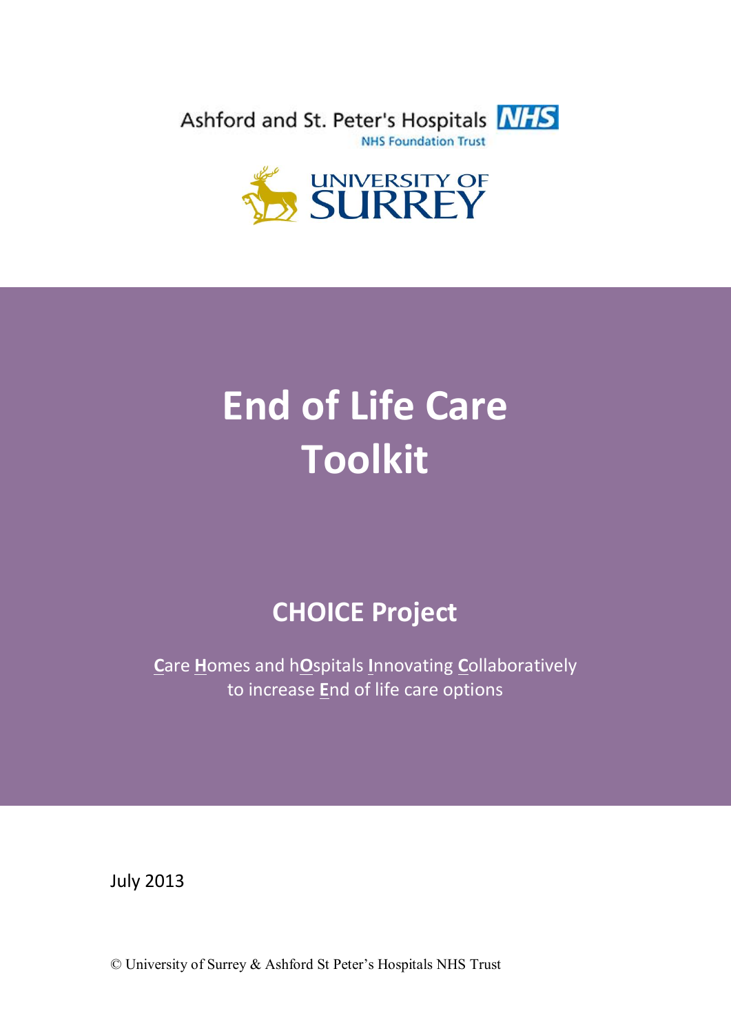Ashford and St. Peter's Hospitals NHS

NHS Foundation Trust

UNIVERSITY OF SURREY

# End of Life Care Toolkit

## CHOICE Project

**C**are **H**omes and h**O**spitals **I**nnovating **C**ollaboratively to increase **E**nd of life care options

July 2013

© University of Surrey & Ashford St Peter's Hospitals NHS Trust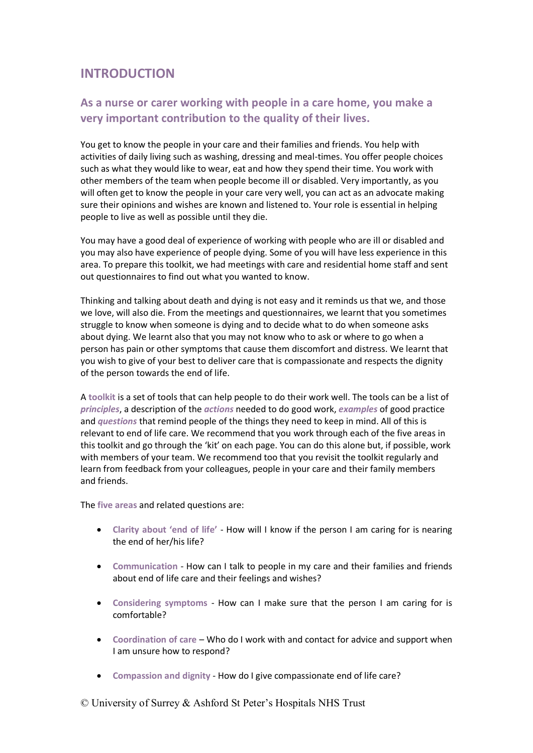# INTRODUCTION

## As a nurse or carer working with people in a care home, you make a very important contribution to the quality of their lives.

You get to know the people in your care and their families and friends. You help with activities of daily living such as washing, dressing and meal-times. You offer people choices such as what they would like to wear, eat and how they spend their time. You work with other members of the team when people become ill or disabled. Very importantly, as you will often get to know the people in your care very well, you can act as an advocate making sure their opinions and wishes are known and listened to. Your role is essential in helping people to live as well as possible until they die.

You may have a good deal of experience of working with people who are ill or disabled and you may also have experience of people dying. Some of you will have less experience in this area. To prepare this toolkit, we had meetings with care and residential home staff and sent out questionnaires to find out what you wanted to know.

Thinking and talking about death and dying is not easy and it reminds us that we, and those we love, will also die. From the meetings and questionnaires, we learnt that you sometimes struggle to know when someone is dying and to decide what to do when someone asks about dying. We learnt also that you may not know who to ask or where to go when a person has pain or other symptoms that cause them discomfort and distress. We learnt that you wish to give of your best to deliver care that is compassionate and respects the dignity of the person towards the end of life.

A **toolkit** is a set of tools that can help people to do their work well. The tools can be a list of ***principles***, a description of the ***actions*** needed to do good work, ***examples*** of good practice and ***questions*** that remind people of the things they need to keep in mind. All of this is relevant to end of life care. We recommend that you work through each of the five areas in this toolkit and go through the 'kit' on each page. You can do this alone but, if possible, work with members of your team. We recommend too that you revisit the toolkit regularly and learn from feedback from your colleagues, people in your care and their family members and friends.

The **five areas** and related questions are:

- **Clarity about 'end of life'** - How will I know if the person I am caring for is nearing the end of her/his life?
- **Communication** - How can I talk to people in my care and their families and friends about end of life care and their feelings and wishes?
- **Considering symptoms** - How can I make sure that the person I am caring for is comfortable?
- **Coordination of care** – Who do I work with and contact for advice and support when I am unsure how to respond?
- **Compassion and dignity** - How do I give compassionate end of life care?

© University of Surrey & Ashford St Peter's Hospitals NHS Trust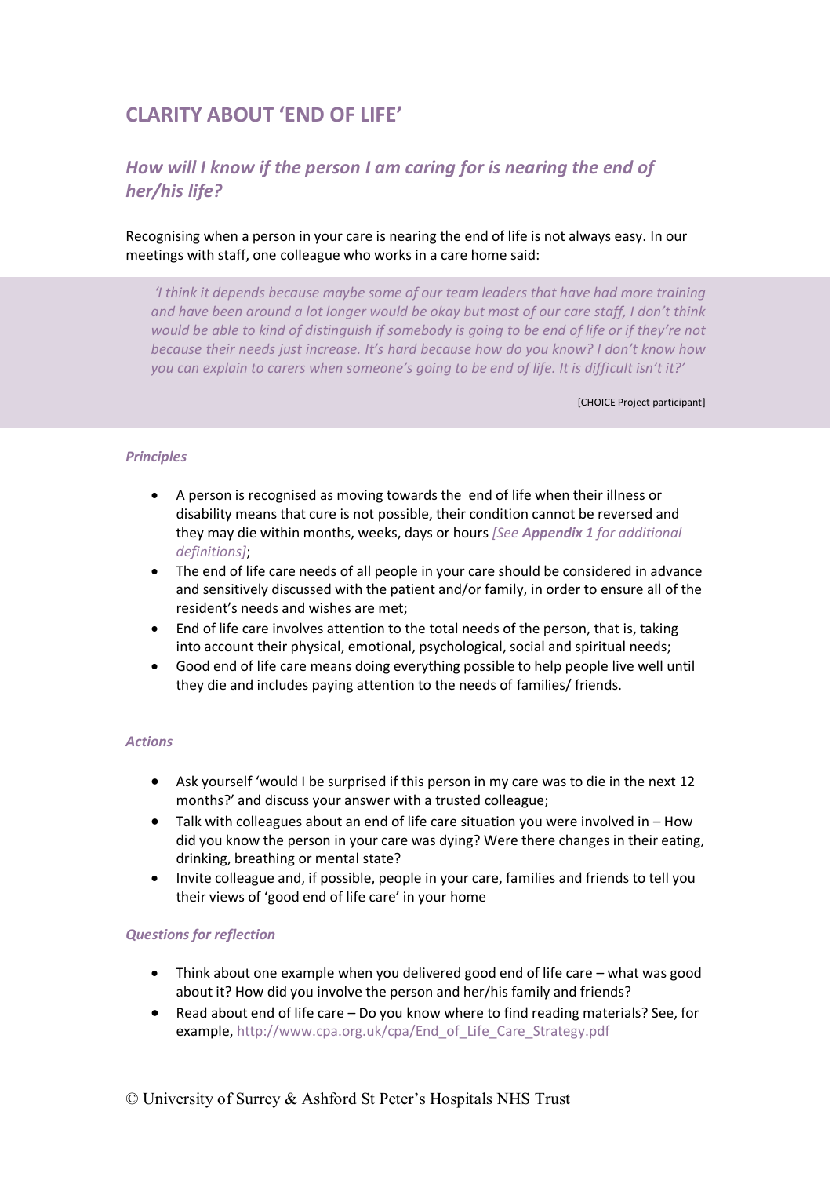# CLARITY ABOUT 'END OF LIFE'

## *How will I know if the person I am caring for is nearing the end of her/his life?*

Recognising when a person in your care is nearing the end of life is not always easy. In our meetings with staff, one colleague who works in a care home said:

> *'I think it depends because maybe some of our team leaders that have had more training and have been around a lot longer would be okay but most of our care staff, I don't think would be able to kind of distinguish if somebody is going to be end of life or if they're not because their needs just increase. It's hard because how do you know? I don't know how you can explain to carers when someone's going to be end of life. It is difficult isn't it?'*
>
> [CHOICE Project participant]

### *Principles*

- A person is recognised as moving towards the end of life when their illness or disability means that cure is not possible, their condition cannot be reversed and they may die within months, weeks, days or hours *[See **Appendix 1** for additional definitions]*;
- The end of life care needs of all people in your care should be considered in advance and sensitively discussed with the patient and/or family, in order to ensure all of the resident's needs and wishes are met;
- End of life care involves attention to the total needs of the person, that is, taking into account their physical, emotional, psychological, social and spiritual needs;
- Good end of life care means doing everything possible to help people live well until they die and includes paying attention to the needs of families/ friends.

### *Actions*

- Ask yourself 'would I be surprised if this person in my care was to die in the next 12 months?' and discuss your answer with a trusted colleague;
- Talk with colleagues about an end of life care situation you were involved in – How did you know the person in your care was dying? Were there changes in their eating, drinking, breathing or mental state?
- Invite colleague and, if possible, people in your care, families and friends to tell you their views of 'good end of life care' in your home

### *Questions for reflection*

- Think about one example when you delivered good end of life care – what was good about it? How did you involve the person and her/his family and friends?
- Read about end of life care – Do you know where to find reading materials? See, for example, http://www.cpa.org.uk/cpa/End_of_Life_Care_Strategy.pdf

© University of Surrey & Ashford St Peter's Hospitals NHS Trust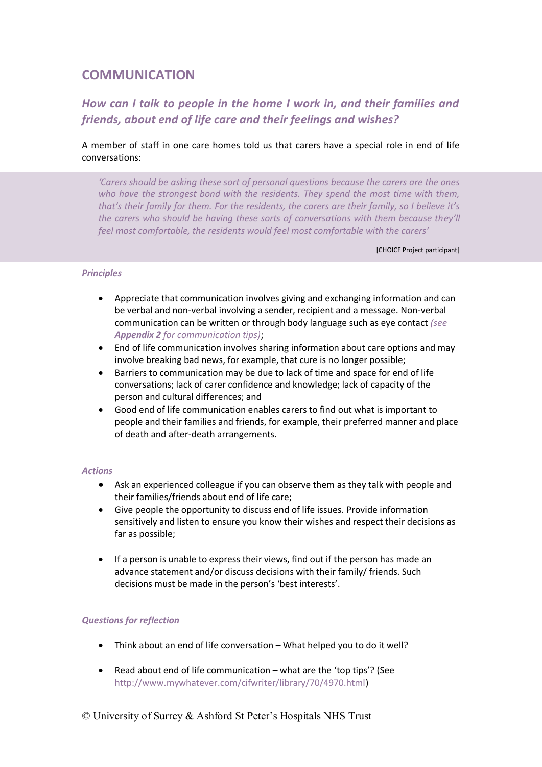## COMMUNICATION

### *How can I talk to people in the home I work in, and their families and friends, about end of life care and their feelings and wishes?*

A member of staff in one care homes told us that carers have a special role in end of life conversations:

> *'Carers should be asking these sort of personal questions because the carers are the ones who have the strongest bond with the residents. They spend the most time with them, that's their family for them. For the residents, the carers are their family, so I believe it's the carers who should be having these sorts of conversations with them because they'll feel most comfortable, the residents would feel most comfortable with the carers'*
>
> [CHOICE Project participant]

***Principles***

- Appreciate that communication involves giving and exchanging information and can be verbal and non-verbal involving a sender, recipient and a message. Non-verbal communication can be written or through body language such as eye contact *(see **Appendix 2** for communication tips)*;
- End of life communication involves sharing information about care options and may involve breaking bad news, for example, that cure is no longer possible;
- Barriers to communication may be due to lack of time and space for end of life conversations; lack of carer confidence and knowledge; lack of capacity of the person and cultural differences; and
- Good end of life communication enables carers to find out what is important to people and their families and friends, for example, their preferred manner and place of death and after-death arrangements.

***Actions***

- Ask an experienced colleague if you can observe them as they talk with people and their families/friends about end of life care;
- Give people the opportunity to discuss end of life issues. Provide information sensitively and listen to ensure you know their wishes and respect their decisions as far as possible;
- If a person is unable to express their views, find out if the person has made an advance statement and/or discuss decisions with their family/ friends. Such decisions must be made in the person's 'best interests'.

***Questions for reflection***

- Think about an end of life conversation – What helped you to do it well?
- Read about end of life communication – what are the 'top tips'? (See http://www.mywhatever.com/cifwriter/library/70/4970.html)

© University of Surrey & Ashford St Peter's Hospitals NHS Trust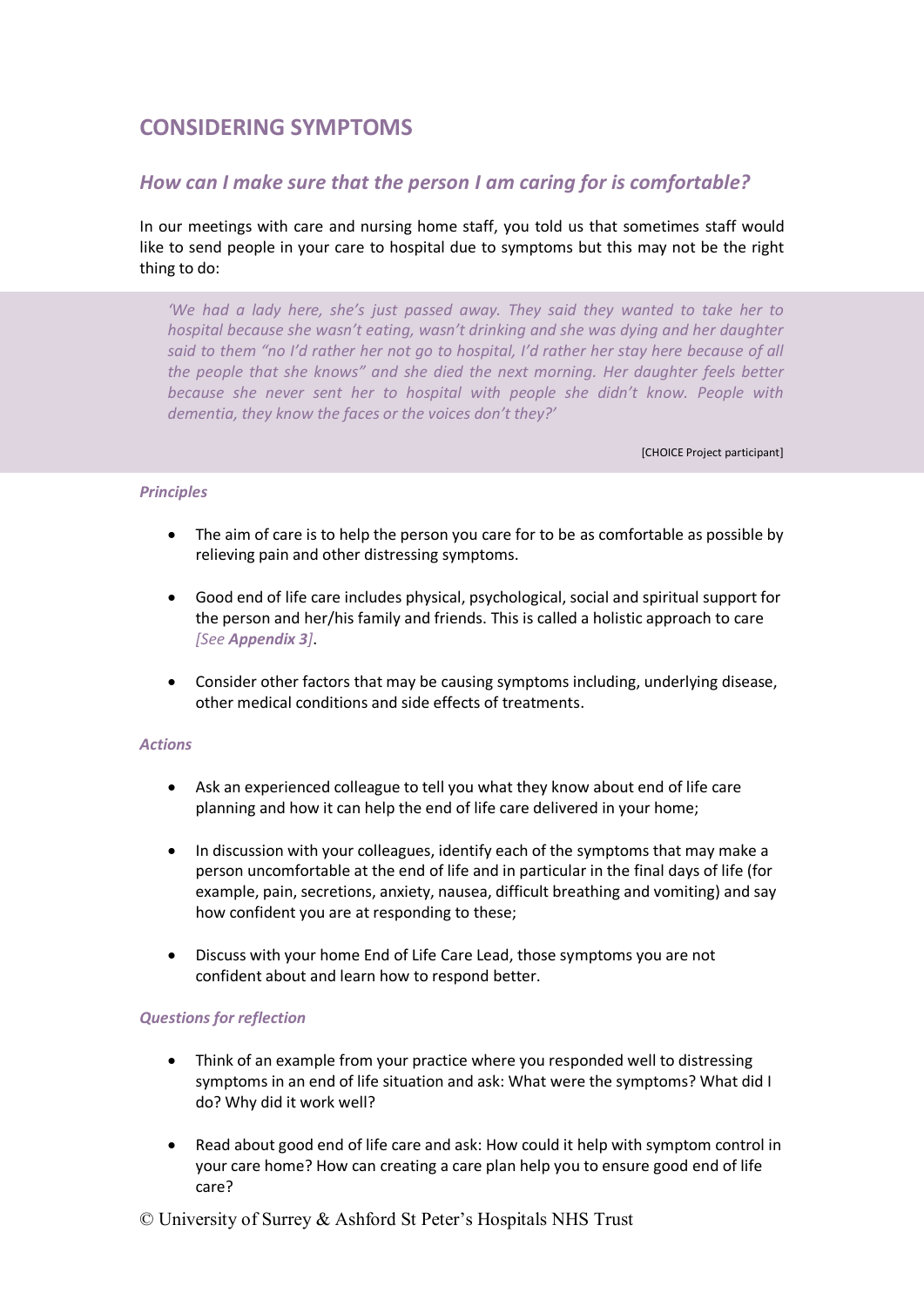## CONSIDERING SYMPTOMS

### *How can I make sure that the person I am caring for is comfortable?*

In our meetings with care and nursing home staff, you told us that sometimes staff would like to send people in your care to hospital due to symptoms but this may not be the right thing to do:

> *'We had a lady here, she's just passed away. They said they wanted to take her to hospital because she wasn't eating, wasn't drinking and she was dying and her daughter said to them "no I'd rather her not go to hospital, I'd rather her stay here because of all the people that she knows" and she died the next morning. Her daughter feels better because she never sent her to hospital with people she didn't know. People with dementia, they know the faces or the voices don't they?'*
>
> [CHOICE Project participant]

#### *Principles*

- The aim of care is to help the person you care for to be as comfortable as possible by relieving pain and other distressing symptoms.
- Good end of life care includes physical, psychological, social and spiritual support for the person and her/his family and friends. This is called a holistic approach to care *[See **Appendix 3**]*.
- Consider other factors that may be causing symptoms including, underlying disease, other medical conditions and side effects of treatments.

#### *Actions*

- Ask an experienced colleague to tell you what they know about end of life care planning and how it can help the end of life care delivered in your home;
- In discussion with your colleagues, identify each of the symptoms that may make a person uncomfortable at the end of life and in particular in the final days of life (for example, pain, secretions, anxiety, nausea, difficult breathing and vomiting) and say how confident you are at responding to these;
- Discuss with your home End of Life Care Lead, those symptoms you are not confident about and learn how to respond better.

#### *Questions for reflection*

- Think of an example from your practice where you responded well to distressing symptoms in an end of life situation and ask: What were the symptoms? What did I do? Why did it work well?
- Read about good end of life care and ask: How could it help with symptom control in your care home? How can creating a care plan help you to ensure good end of life care?

© University of Surrey & Ashford St Peter's Hospitals NHS Trust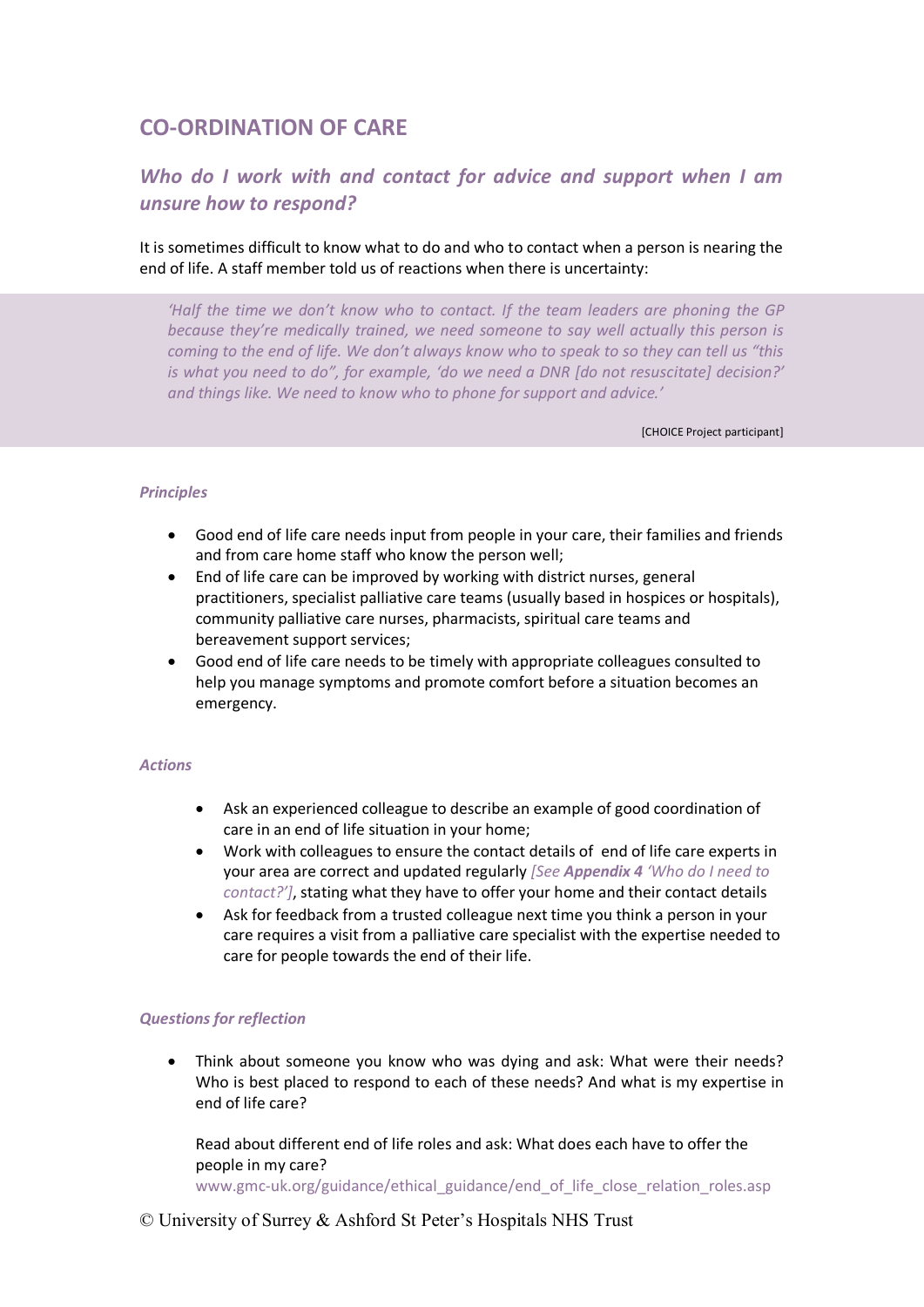## CO-ORDINATION OF CARE

### *Who do I work with and contact for advice and support when I am unsure how to respond?*

It is sometimes difficult to know what to do and who to contact when a person is nearing the end of life. A staff member told us of reactions when there is uncertainty:

> *'Half the time we don't know who to contact. If the team leaders are phoning the GP because they're medically trained, we need someone to say well actually this person is coming to the end of life. We don't always know who to speak to so they can tell us "this is what you need to do", for example, 'do we need a DNR [do not resuscitate] decision?' and things like. We need to know who to phone for support and advice.'*
>
> [CHOICE Project participant]

#### *Principles*

- Good end of life care needs input from people in your care, their families and friends and from care home staff who know the person well;
- End of life care can be improved by working with district nurses, general practitioners, specialist palliative care teams (usually based in hospices or hospitals), community palliative care nurses, pharmacists, spiritual care teams and bereavement support services;
- Good end of life care needs to be timely with appropriate colleagues consulted to help you manage symptoms and promote comfort before a situation becomes an emergency.

#### *Actions*

- Ask an experienced colleague to describe an example of good coordination of care in an end of life situation in your home;
- Work with colleagues to ensure the contact details of end of life care experts in your area are correct and updated regularly *[See **Appendix 4** 'Who do I need to contact?']*, stating what they have to offer your home and their contact details
- Ask for feedback from a trusted colleague next time you think a person in your care requires a visit from a palliative care specialist with the expertise needed to care for people towards the end of their life.

#### *Questions for reflection*

- Think about someone you know who was dying and ask: What were their needs? Who is best placed to respond to each of these needs? And what is my expertise in end of life care?

  Read about different end of life roles and ask: What does each have to offer the people in my care?
  www.gmc-uk.org/guidance/ethical_guidance/end_of_life_close_relation_roles.asp

© University of Surrey & Ashford St Peter's Hospitals NHS Trust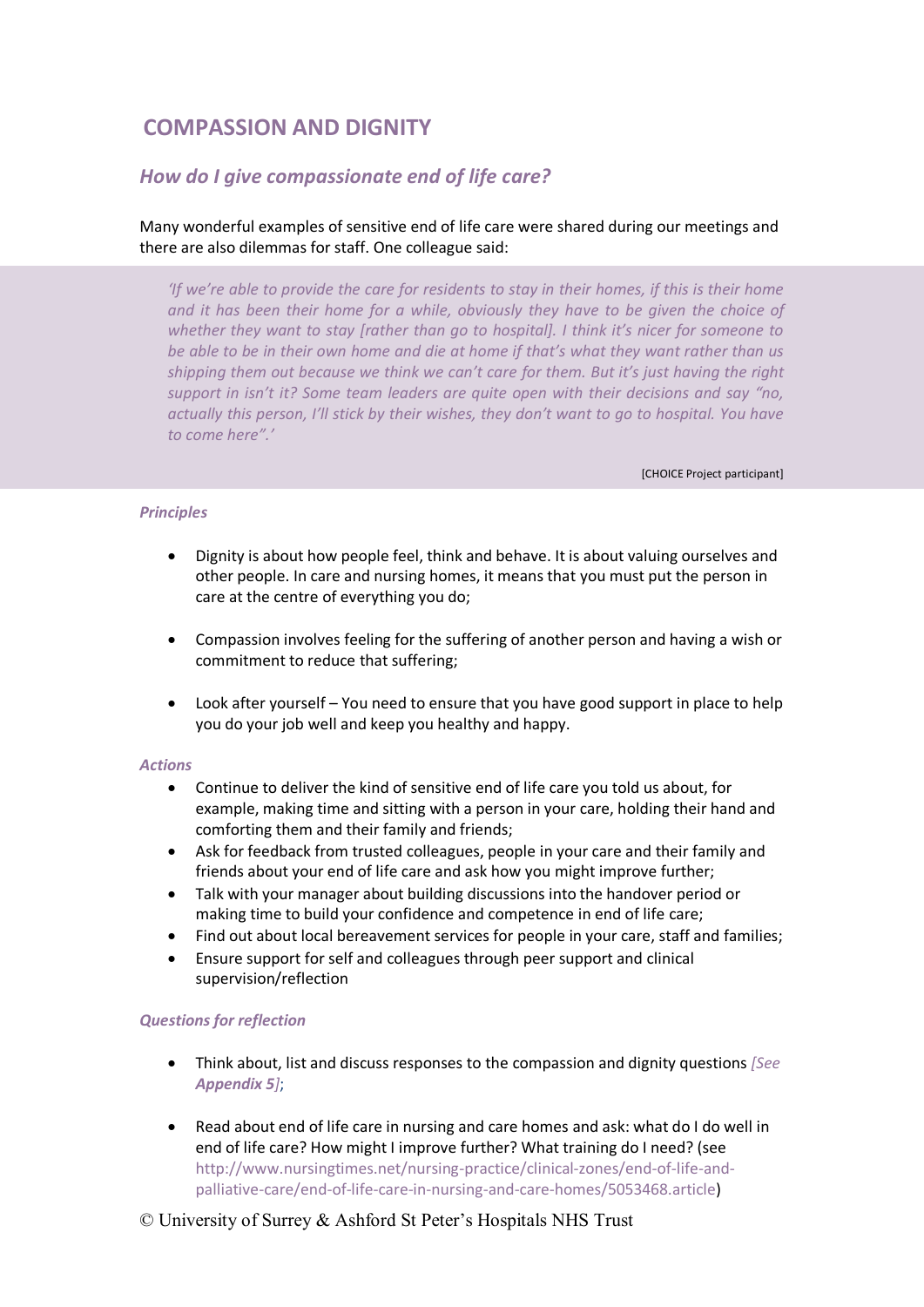# COMPASSION AND DIGNITY

## *How do I give compassionate end of life care?*

Many wonderful examples of sensitive end of life care were shared during our meetings and there are also dilemmas for staff. One colleague said:

> *'If we're able to provide the care for residents to stay in their homes, if this is their home and it has been their home for a while, obviously they have to be given the choice of whether they want to stay [rather than go to hospital]. I think it's nicer for someone to be able to be in their own home and die at home if that's what they want rather than us shipping them out because we think we can't care for them. But it's just having the right support in isn't it? Some team leaders are quite open with their decisions and say "no, actually this person, I'll stick by their wishes, they don't want to go to hospital. You have to come here".'*
>
> [CHOICE Project participant]

### *Principles*

- Dignity is about how people feel, think and behave. It is about valuing ourselves and other people. In care and nursing homes, it means that you must put the person in care at the centre of everything you do;
- Compassion involves feeling for the suffering of another person and having a wish or commitment to reduce that suffering;
- Look after yourself – You need to ensure that you have good support in place to help you do your job well and keep you healthy and happy.

### *Actions*

- Continue to deliver the kind of sensitive end of life care you told us about, for example, making time and sitting with a person in your care, holding their hand and comforting them and their family and friends;
- Ask for feedback from trusted colleagues, people in your care and their family and friends about your end of life care and ask how you might improve further;
- Talk with your manager about building discussions into the handover period or making time to build your confidence and competence in end of life care;
- Find out about local bereavement services for people in your care, staff and families;
- Ensure support for self and colleagues through peer support and clinical supervision/reflection

### *Questions for reflection*

- Think about, list and discuss responses to the compassion and dignity questions *[See **Appendix 5**]*;
- Read about end of life care in nursing and care homes and ask: what do I do well in end of life care? How might I improve further? What training do I need? (see http://www.nursingtimes.net/nursing-practice/clinical-zones/end-of-life-and-palliative-care/end-of-life-care-in-nursing-and-care-homes/5053468.article)

© University of Surrey & Ashford St Peter's Hospitals NHS Trust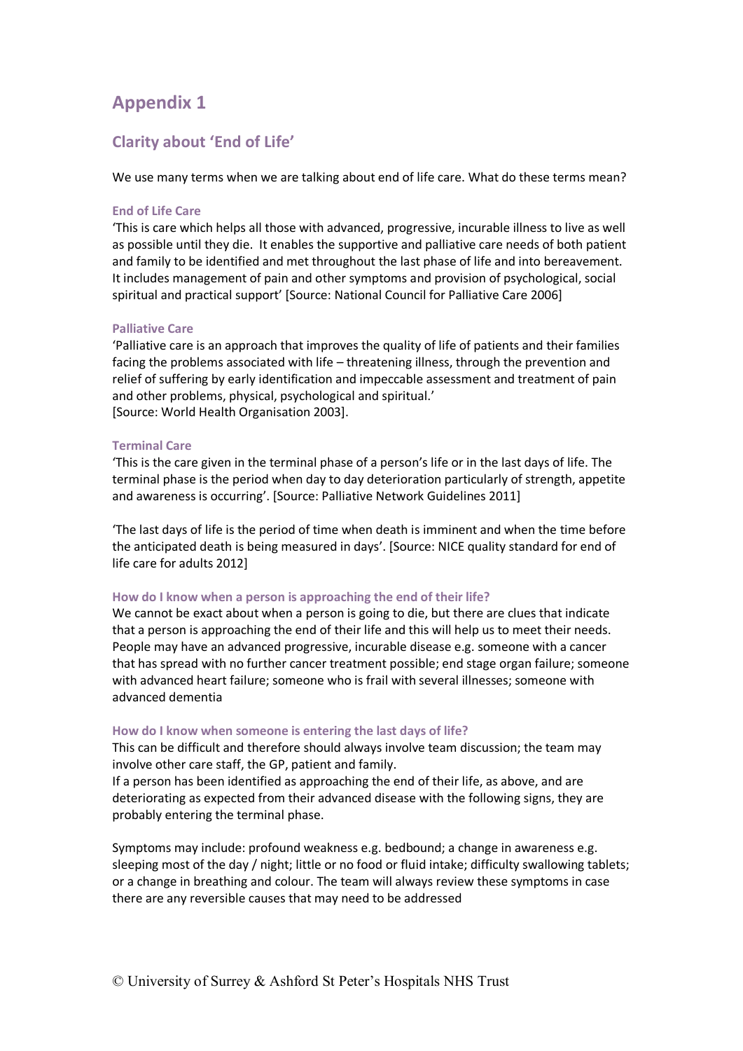# Appendix 1

## Clarity about 'End of Life'

We use many terms when we are talking about end of life care. What do these terms mean?

### End of Life Care

'This is care which helps all those with advanced, progressive, incurable illness to live as well as possible until they die. It enables the supportive and palliative care needs of both patient and family to be identified and met throughout the last phase of life and into bereavement. It includes management of pain and other symptoms and provision of psychological, social spiritual and practical support' [Source: National Council for Palliative Care 2006]

### Palliative Care

'Palliative care is an approach that improves the quality of life of patients and their families facing the problems associated with life – threatening illness, through the prevention and relief of suffering by early identification and impeccable assessment and treatment of pain and other problems, physical, psychological and spiritual.'
[Source: World Health Organisation 2003].

### Terminal Care

'This is the care given in the terminal phase of a person's life or in the last days of life. The terminal phase is the period when day to day deterioration particularly of strength, appetite and awareness is occurring'. [Source: Palliative Network Guidelines 2011]

'The last days of life is the period of time when death is imminent and when the time before the anticipated death is being measured in days'. [Source: NICE quality standard for end of life care for adults 2012]

### How do I know when a person is approaching the end of their life?

We cannot be exact about when a person is going to die, but there are clues that indicate that a person is approaching the end of their life and this will help us to meet their needs. People may have an advanced progressive, incurable disease e.g. someone with a cancer that has spread with no further cancer treatment possible; end stage organ failure; someone with advanced heart failure; someone who is frail with several illnesses; someone with advanced dementia

### How do I know when someone is entering the last days of life?

This can be difficult and therefore should always involve team discussion; the team may involve other care staff, the GP, patient and family.
If a person has been identified as approaching the end of their life, as above, and are deteriorating as expected from their advanced disease with the following signs, they are probably entering the terminal phase.

Symptoms may include: profound weakness e.g. bedbound; a change in awareness e.g. sleeping most of the day / night; little or no food or fluid intake; difficulty swallowing tablets; or a change in breathing and colour. The team will always review these symptoms in case there are any reversible causes that may need to be addressed

© University of Surrey & Ashford St Peter's Hospitals NHS Trust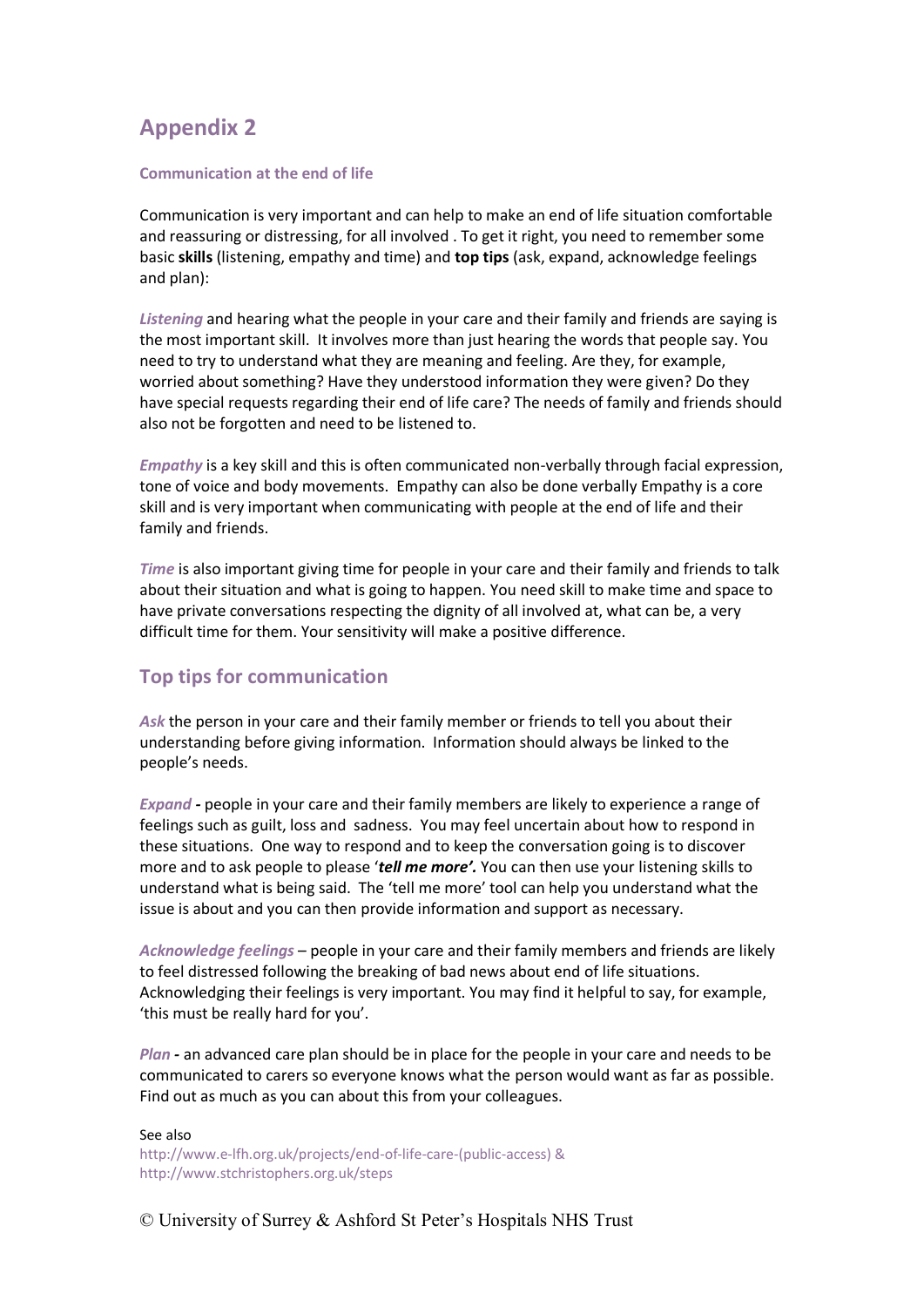# Appendix 2

### Communication at the end of life

Communication is very important and can help to make an end of life situation comfortable and reassuring or distressing, for all involved . To get it right, you need to remember some basic **skills** (listening, empathy and time) and **top tips** (ask, expand, acknowledge feelings and plan):

***Listening*** and hearing what the people in your care and their family and friends are saying is the most important skill. It involves more than just hearing the words that people say. You need to try to understand what they are meaning and feeling. Are they, for example, worried about something? Have they understood information they were given? Do they have special requests regarding their end of life care? The needs of family and friends should also not be forgotten and need to be listened to.

***Empathy*** is a key skill and this is often communicated non-verbally through facial expression, tone of voice and body movements. Empathy can also be done verbally Empathy is a core skill and is very important when communicating with people at the end of life and their family and friends.

***Time*** is also important giving time for people in your care and their family and friends to talk about their situation and what is going to happen. You need skill to make time and space to have private conversations respecting the dignity of all involved at, what can be, a very difficult time for them. Your sensitivity will make a positive difference.

## Top tips for communication

***Ask*** the person in your care and their family member or friends to tell you about their understanding before giving information. Information should always be linked to the people's needs.

***Expand*** **-** people in your care and their family members are likely to experience a range of feelings such as guilt, loss and sadness. You may feel uncertain about how to respond in these situations. One way to respond and to keep the conversation going is to discover more and to ask people to please '***tell me more'.*** You can then use your listening skills to understand what is being said. The 'tell me more' tool can help you understand what the issue is about and you can then provide information and support as necessary.

***Acknowledge feelings*** – people in your care and their family members and friends are likely to feel distressed following the breaking of bad news about end of life situations. Acknowledging their feelings is very important. You may find it helpful to say, for example, 'this must be really hard for you'.

***Plan*** **-** an advanced care plan should be in place for the people in your care and needs to be communicated to carers so everyone knows what the person would want as far as possible. Find out as much as you can about this from your colleagues.

See also
http://www.e-lfh.org.uk/projects/end-of-life-care-(public-access) &
http://www.stchristophers.org.uk/steps

© University of Surrey & Ashford St Peter's Hospitals NHS Trust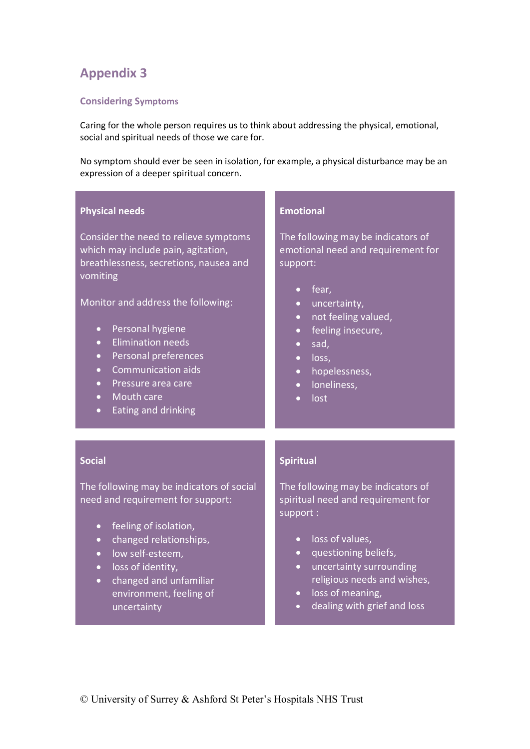# Appendix 3

## Considering Symptoms

Caring for the whole person requires us to think about addressing the physical, emotional, social and spiritual needs of those we care for.

No symptom should ever be seen in isolation, for example, a physical disturbance may be an expression of a deeper spiritual concern.

### Physical needs

Consider the need to relieve symptoms which may include pain, agitation, breathlessness, secretions, nausea and vomiting

Monitor and address the following:

- Personal hygiene
- Elimination needs
- Personal preferences
- Communication aids
- Pressure area care
- Mouth care
- Eating and drinking

### Emotional

The following may be indicators of emotional need and requirement for support:

- fear,
- uncertainty,
- not feeling valued,
- feeling insecure,
- sad,
- loss,
- hopelessness,
- loneliness,
- lost

### Social

The following may be indicators of social need and requirement for support:

- feeling of isolation,
- changed relationships,
- low self-esteem,
- loss of identity,
- changed and unfamiliar environment, feeling of uncertainty

### Spiritual

The following may be indicators of spiritual need and requirement for support :

- loss of values,
- questioning beliefs,
- uncertainty surrounding religious needs and wishes,
- loss of meaning,
- dealing with grief and loss

© University of Surrey & Ashford St Peter's Hospitals NHS Trust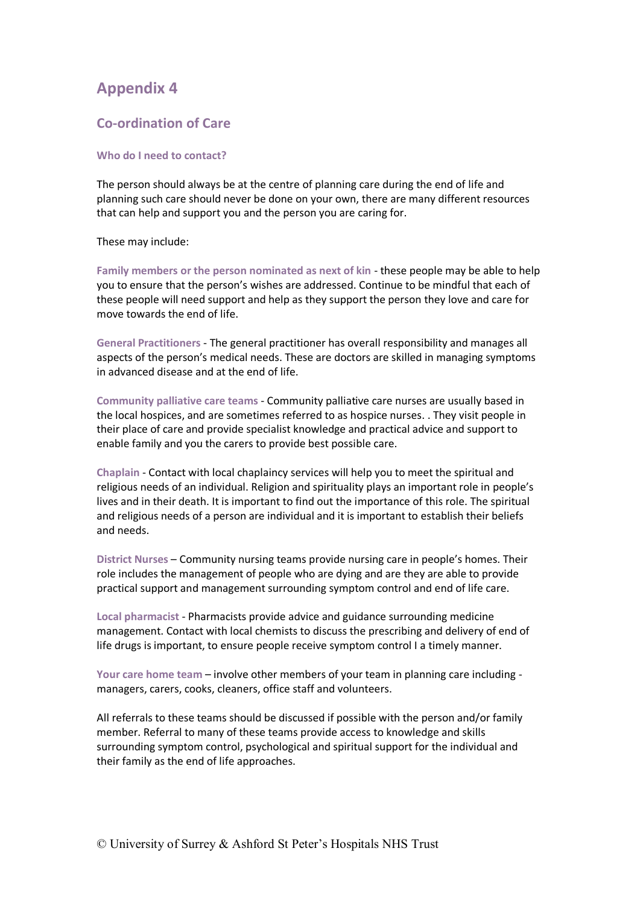# Appendix 4

## Co-ordination of Care

### Who do I need to contact?

The person should always be at the centre of planning care during the end of life and planning such care should never be done on your own, there are many different resources that can help and support you and the person you are caring for.

These may include:

**Family members or the person nominated as next of kin** - these people may be able to help you to ensure that the person's wishes are addressed. Continue to be mindful that each of these people will need support and help as they support the person they love and care for move towards the end of life.

**General Practitioners** - The general practitioner has overall responsibility and manages all aspects of the person's medical needs. These are doctors are skilled in managing symptoms in advanced disease and at the end of life.

**Community palliative care teams** - Community palliative care nurses are usually based in the local hospices, and are sometimes referred to as hospice nurses. . They visit people in their place of care and provide specialist knowledge and practical advice and support to enable family and you the carers to provide best possible care.

**Chaplain** - Contact with local chaplaincy services will help you to meet the spiritual and religious needs of an individual. Religion and spirituality plays an important role in people's lives and in their death. It is important to find out the importance of this role. The spiritual and religious needs of a person are individual and it is important to establish their beliefs and needs.

**District Nurses** – Community nursing teams provide nursing care in people's homes. Their role includes the management of people who are dying and are they are able to provide practical support and management surrounding symptom control and end of life care.

**Local pharmacist** - Pharmacists provide advice and guidance surrounding medicine management. Contact with local chemists to discuss the prescribing and delivery of end of life drugs is important, to ensure people receive symptom control I a timely manner.

**Your care home team** – involve other members of your team in planning care including - managers, carers, cooks, cleaners, office staff and volunteers.

All referrals to these teams should be discussed if possible with the person and/or family member. Referral to many of these teams provide access to knowledge and skills surrounding symptom control, psychological and spiritual support for the individual and their family as the end of life approaches.

© University of Surrey & Ashford St Peter's Hospitals NHS Trust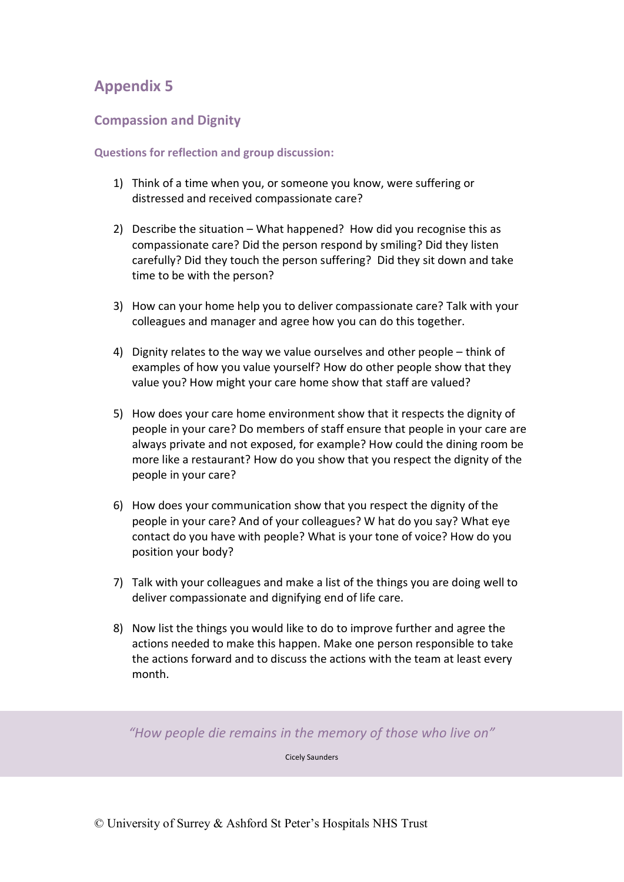# Appendix 5

## Compasion and Dignity

### Questions for reflection and group discussion:

1) Think of a time when you, or someone you know, were suffering or distressed and received compassionate care?

2) Describe the situation – What happened? How did you recognise this as compassionate care? Did the person respond by smiling? Did they listen carefully? Did they touch the person suffering? Did they sit down and take time to be with the person?

3) How can your home help you to deliver compassionate care? Talk with your colleagues and manager and agree how you can do this together.

4) Dignity relates to the way we value ourselves and other people – think of examples of how you value yourself? How do other people show that they value you? How might your care home show that staff are valued?

5) How does your care home environment show that it respects the dignity of people in your care? Do members of staff ensure that people in your care are always private and not exposed, for example? How could the dining room be more like a restaurant? How do you show that you respect the dignity of the people in your care?

6) How does your communication show that you respect the dignity of the people in your care? And of your colleagues? W hat do you say? What eye contact do you have with people? What is your tone of voice? How do you position your body?

7) Talk with your colleagues and make a list of the things you are doing well to deliver compassionate and dignifying end of life care.

8) Now list the things you would like to do to improve further and agree the actions needed to make this happen. Make one person responsible to take the actions forward and to discuss the actions with the team at least every month.

*"How people die remains in the memory of those who live on"*

Cicely Saunders

© University of Surrey & Ashford St Peter's Hospitals NHS Trust

# Appendix 5

## Compassion and Dignity

### Questions for reflection and group discussion:

1) Think of a time when you, or someone you know, were suffering or distressed and received compassionate care?

2) Describe the situation – What happened? How did you recognise this as compassionate care? Did the person respond by smiling? Did they listen carefully? Did they touch the person suffering? Did they sit down and take time to be with the person?

3) How can your home help you to deliver compassionate care? Talk with your colleagues and manager and agree how you can do this together.

4) Dignity relates to the way we value ourselves and other people – think of examples of how you value yourself? How do other people show that they value you? How might your care home show that staff are valued?

5) How does your care home environment show that it respects the dignity of people in your care? Do members of staff ensure that people in your care are always private and not exposed, for example? How could the dining room be more like a restaurant? How do you show that you respect the dignity of the people in your care?

6) How does your communication show that you respect the dignity of the people in your care? And of your colleagues? W hat do you say? What eye contact do you have with people? What is your tone of voice? How do you position your body?

7) Talk with your colleagues and make a list of the things you are doing well to deliver compassionate and dignifying end of life care.

8) Now list the things you would like to do to improve further and agree the actions needed to make this happen. Make one person responsible to take the actions forward and to discuss the actions with the team at least every month.

*"How people die remains in the memory of those who live on"*

Cicely Saunders

© University of Surrey & Ashford St Peter's Hospitals NHS Trust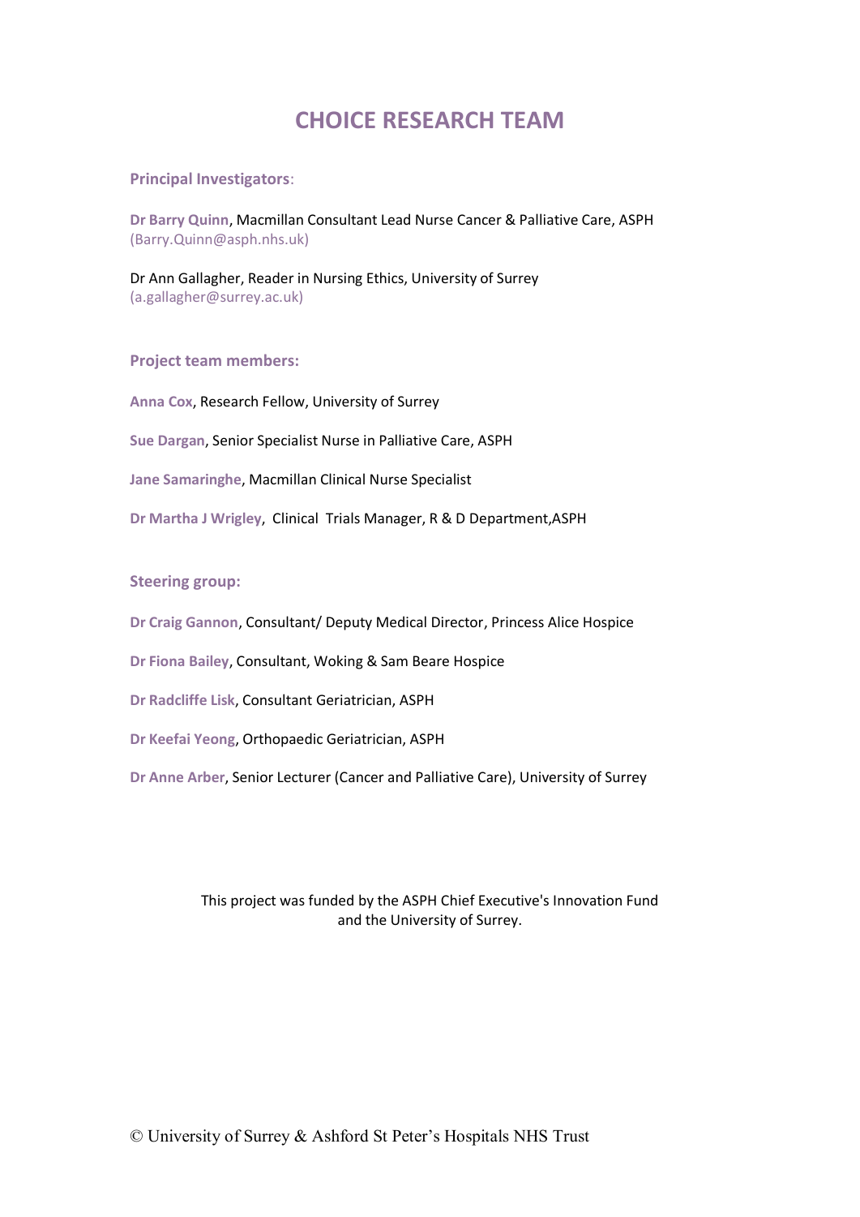# CHOICE RESEARCH TEAM

**Principal Investigators**:

**Dr Barry Quinn**, Macmillan Consultant Lead Nurse Cancer & Palliative Care, ASPH
(Barry.Quinn@asph.nhs.uk)

Dr Ann Gallagher, Reader in Nursing Ethics, University of Surrey
(a.gallagher@surrey.ac.uk)

**Project team members:**

**Anna Cox**, Research Fellow, University of Surrey

**Sue Dargan**, Senior Specialist Nurse in Palliative Care, ASPH

**Jane Samaringhe**, Macmillan Clinical Nurse Specialist

**Dr Martha J Wrigley**, Clinical Trials Manager, R & D Department,ASPH

**Steering group:**

**Dr Craig Gannon**, Consultant/ Deputy Medical Director, Princess Alice Hospice

**Dr Fiona Bailey**, Consultant, Woking & Sam Beare Hospice

**Dr Radcliffe Lisk**, Consultant Geriatrician, ASPH

**Dr Keefai Yeong**, Orthopaedic Geriatrician, ASPH

**Dr Anne Arber**, Senior Lecturer (Cancer and Palliative Care), University of Surrey

This project was funded by the ASPH Chief Executive's Innovation Fund and the University of Surrey.

© University of Surrey & Ashford St Peter's Hospitals NHS Trust